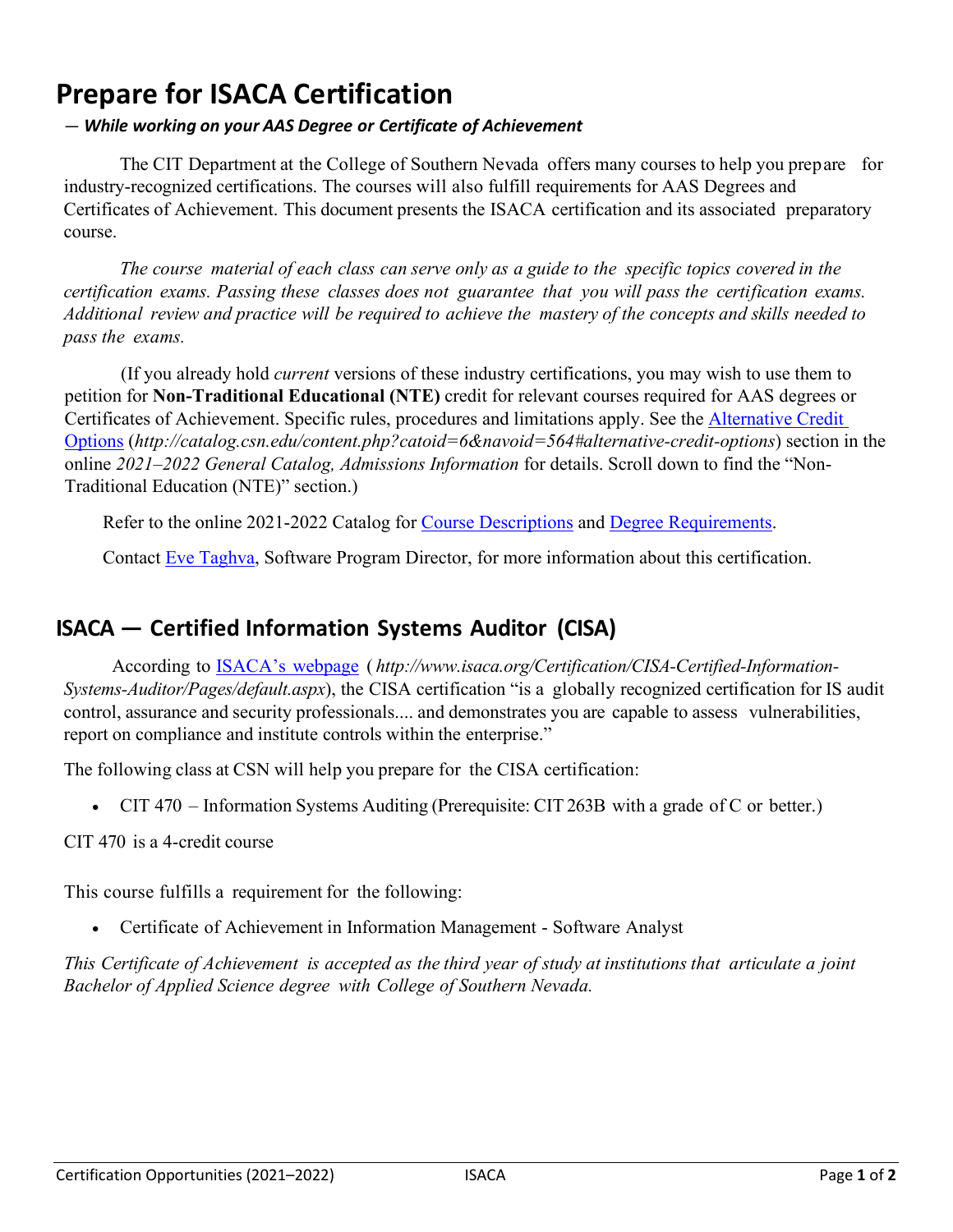# Prepare for ISACA Certification

*— While working on your AAS Degree or Certificate of Achievement*

The CIT Department at the College of Southern Nevada offers many courses to help you prepare for industry-recognized certifications. The courses will also fulfill requirements for AAS Degrees and Certificates of Achievement. This document presents the ISACA certification and its associated preparatory course.

*The course material of each class can serve only as a guide to the specific topics covered in the certification exams. Passing these classes does not guarantee that you will pass the certification exams. Additional review and practice will be required to achieve the mastery of the concepts and skills needed to pass the exams.*

(If you already hold *current* versions of these industry certifications, you may wish to use them to petition for **Non-Traditional Educational (NTE)** credit for relevant courses required for AAS degrees or Certificates of Achievement. Specific rules, procedures and limitations apply. See the Alternative Credit Options (*http://catalog.csn.edu/content.php?catoid=6&navoid=564#alternative-credit-options*) section in the online *2021–2022 General Catalog, Admissions Information* for details. Scroll down to find the "Non-Traditional Education (NTE)" section.)

Refer to the online 2021-2022 Catalog for Course Descriptions and Degree Requirements.

Contact Eve Taghva, Software Program Director, for more information about this certification.

## ISACA — Certified Information Systems Auditor (CISA)

According to ISACA's webpage (*http://www.isaca.org/Certification/CISA-Certified-Information-Systems-Auditor/Pages/default.aspx*), the CISA certification "is a globally recognized certification for IS audit control, assurance and security professionals.... and demonstrates you are capable to assess vulnerabilities, report on compliance and institute controls within the enterprise."

The following class at CSN will help you prepare for the CISA certification:

- CIT 470 – Information Systems Auditing (Prerequisite: CIT 263B with a grade of C or better.)

CIT 470 is a 4-credit course

This course fulfills a requirement for the following:

- Certificate of Achievement in Information Management - Software Analyst

*This Certificate of Achievement is accepted as the third year of study at institutions that articulate a joint Bachelor of Applied Science degree with College of Southern Nevada.*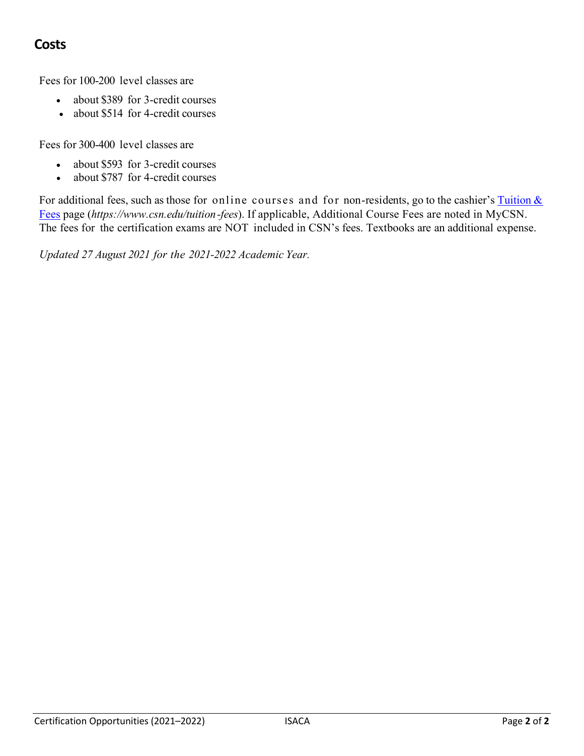## Costs

Fees for 100-200 level classes are

- about $389 for 3-credit courses
- about $514 for 4-credit courses

Fees for 300-400 level classes are

- about $593 for 3-credit courses
- about $787 for 4-credit courses

For additional fees, such as those for online courses and for non-residents, go to the cashier's [Tuition & Fees](https://www.csn.edu/tuition-fees) page (*https://www.csn.edu/tuition-fees*). If applicable, Additional Course Fees are noted in MyCSN. The fees for the certification exams are NOT included in CSN's fees. Textbooks are an additional expense.

*Updated 27 August 2021 for the 2021-2022 Academic Year.*